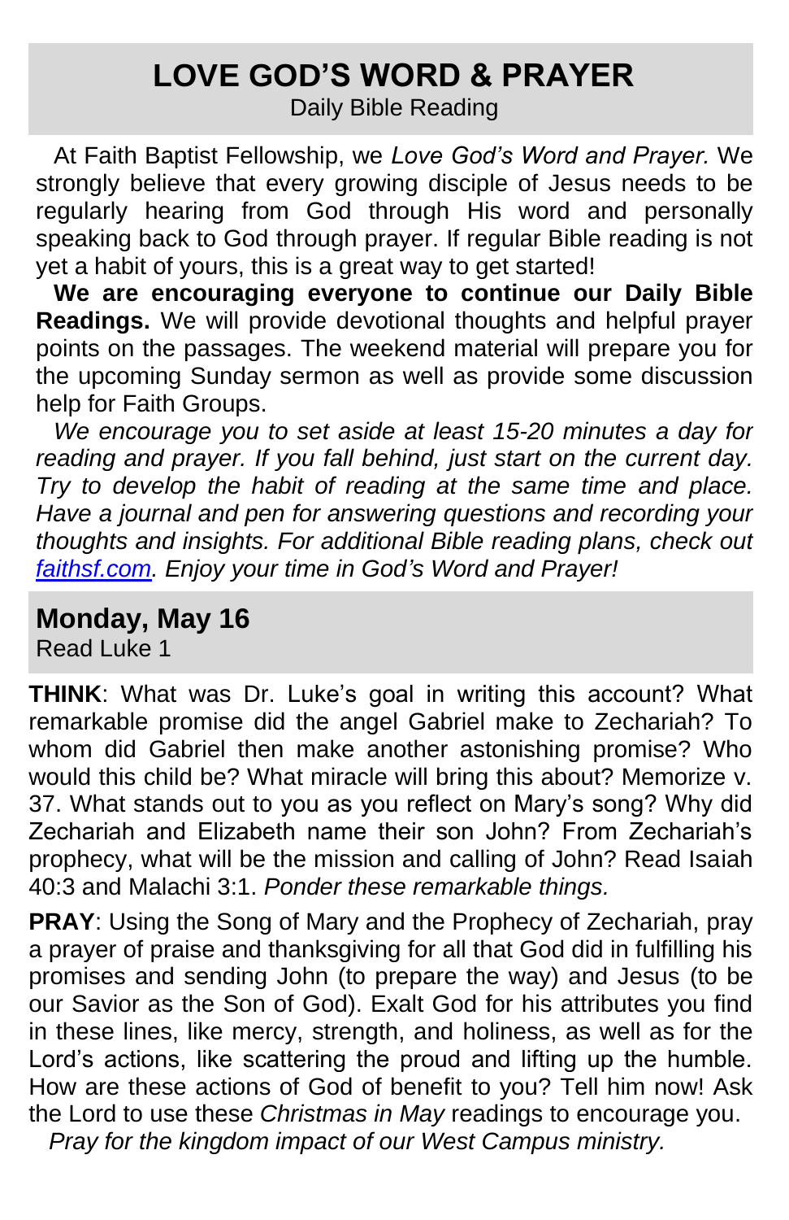# LOVE GOD'S WORD & PRAYER

Daily Bible Reading

At Faith Baptist Fellowship, we *Love God's Word and Prayer.* We strongly believe that every growing disciple of Jesus needs to be regularly hearing from God through His word and personally speaking back to God through prayer. If regular Bible reading is not yet a habit of yours, this is a great way to get started!

**We are encouraging everyone to continue our Daily Bible Readings.** We will provide devotional thoughts and helpful prayer points on the passages. The weekend material will prepare you for the upcoming Sunday sermon as well as provide some discussion help for Faith Groups.

*We encourage you to set aside at least 15-20 minutes a day for reading and prayer. If you fall behind, just start on the current day. Try to develop the habit of reading at the same time and place. Have a journal and pen for answering questions and recording your thoughts and insights. For additional Bible reading plans, check out [faithsf.com](faithsf.com). Enjoy your time in God's Word and Prayer!*

## Monday, May 16

Read Luke 1

**THINK**: What was Dr. Luke's goal in writing this account? What remarkable promise did the angel Gabriel make to Zechariah? To whom did Gabriel then make another astonishing promise? Who would this child be? What miracle will bring this about? Memorize v. 37. What stands out to you as you reflect on Mary's song? Why did Zechariah and Elizabeth name their son John? From Zechariah's prophecy, what will be the mission and calling of John? Read Isaiah 40:3 and Malachi 3:1. *Ponder these remarkable things.*

**PRAY**: Using the Song of Mary and the Prophecy of Zechariah, pray a prayer of praise and thanksgiving for all that God did in fulfilling his promises and sending John (to prepare the way) and Jesus (to be our Savior as the Son of God). Exalt God for his attributes you find in these lines, like mercy, strength, and holiness, as well as for the Lord's actions, like scattering the proud and lifting up the humble. How are these actions of God of benefit to you? Tell him now! Ask the Lord to use these *Christmas in May* readings to encourage you.

*Pray for the kingdom impact of our West Campus ministry.*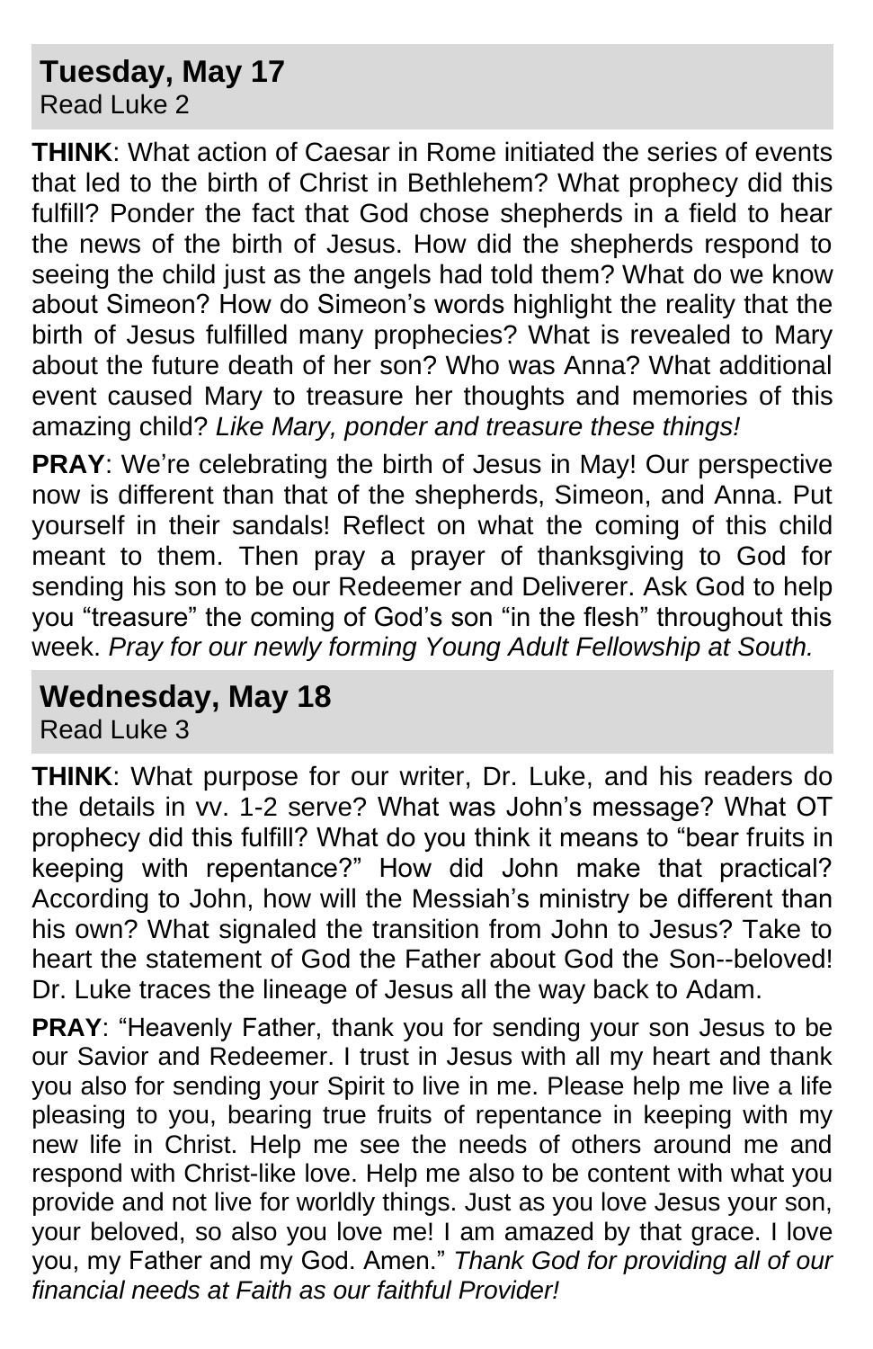## Tuesday, May 17
Read Luke 2

**THINK**: What action of Caesar in Rome initiated the series of events that led to the birth of Christ in Bethlehem? What prophecy did this fulfill? Ponder the fact that God chose shepherds in a field to hear the news of the birth of Jesus. How did the shepherds respond to seeing the child just as the angels had told them? What do we know about Simeon? How do Simeon's words highlight the reality that the birth of Jesus fulfilled many prophecies? What is revealed to Mary about the future death of her son? Who was Anna? What additional event caused Mary to treasure her thoughts and memories of this amazing child? *Like Mary, ponder and treasure these things!*

**PRAY**: We're celebrating the birth of Jesus in May! Our perspective now is different than that of the shepherds, Simeon, and Anna. Put yourself in their sandals! Reflect on what the coming of this child meant to them. Then pray a prayer of thanksgiving to God for sending his son to be our Redeemer and Deliverer. Ask God to help you "treasure" the coming of God's son "in the flesh" throughout this week. *Pray for our newly forming Young Adult Fellowship at South.*

## Wednesday, May 18
Read Luke 3

**THINK**: What purpose for our writer, Dr. Luke, and his readers do the details in vv. 1-2 serve? What was John's message? What OT prophecy did this fulfill? What do you think it means to "bear fruits in keeping with repentance?" How did John make that practical? According to John, how will the Messiah's ministry be different than his own? What signaled the transition from John to Jesus? Take to heart the statement of God the Father about God the Son--beloved! Dr. Luke traces the lineage of Jesus all the way back to Adam.

**PRAY**: "Heavenly Father, thank you for sending your son Jesus to be our Savior and Redeemer. I trust in Jesus with all my heart and thank you also for sending your Spirit to live in me. Please help me live a life pleasing to you, bearing true fruits of repentance in keeping with my new life in Christ. Help me see the needs of others around me and respond with Christ-like love. Help me also to be content with what you provide and not live for worldly things. Just as you love Jesus your son, your beloved, so also you love me! I am amazed by that grace. I love you, my Father and my God. Amen." *Thank God for providing all of our financial needs at Faith as our faithful Provider!*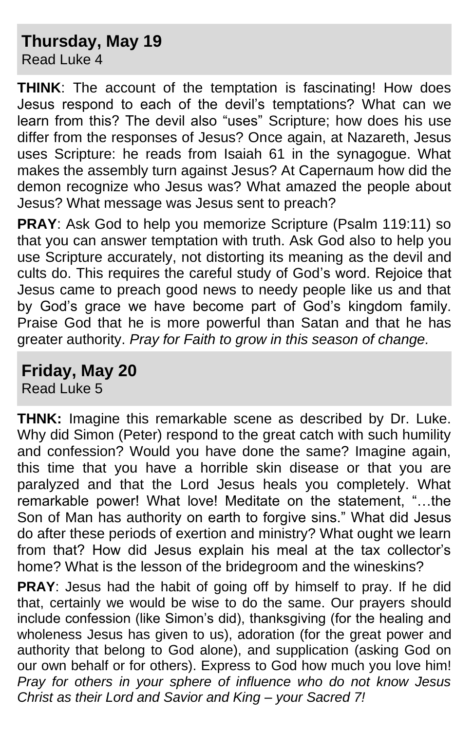## Thursday, May 19

Read Luke 4

**THINK**: The account of the temptation is fascinating! How does Jesus respond to each of the devil's temptations? What can we learn from this? The devil also "uses" Scripture; how does his use differ from the responses of Jesus? Once again, at Nazareth, Jesus uses Scripture: he reads from Isaiah 61 in the synagogue. What makes the assembly turn against Jesus? At Capernaum how did the demon recognize who Jesus was? What amazed the people about Jesus? What message was Jesus sent to preach?

**PRAY**: Ask God to help you memorize Scripture (Psalm 119:11) so that you can answer temptation with truth. Ask God also to help you use Scripture accurately, not distorting its meaning as the devil and cults do. This requires the careful study of God's word. Rejoice that Jesus came to preach good news to needy people like us and that by God's grace we have become part of God's kingdom family. Praise God that he is more powerful than Satan and that he has greater authority. *Pray for Faith to grow in this season of change.*

## Friday, May 20

Read Luke 5

**THNK:** Imagine this remarkable scene as described by Dr. Luke. Why did Simon (Peter) respond to the great catch with such humility and confession? Would you have done the same? Imagine again, this time that you have a horrible skin disease or that you are paralyzed and that the Lord Jesus heals you completely. What remarkable power! What love! Meditate on the statement, "…the Son of Man has authority on earth to forgive sins." What did Jesus do after these periods of exertion and ministry? What ought we learn from that? How did Jesus explain his meal at the tax collector's home? What is the lesson of the bridegroom and the wineskins?

**PRAY**: Jesus had the habit of going off by himself to pray. If he did that, certainly we would be wise to do the same. Our prayers should include confession (like Simon's did), thanksgiving (for the healing and wholeness Jesus has given to us), adoration (for the great power and authority that belong to God alone), and supplication (asking God on our own behalf or for others). Express to God how much you love him! *Pray for others in your sphere of influence who do not know Jesus Christ as their Lord and Savior and King – your Sacred 7!*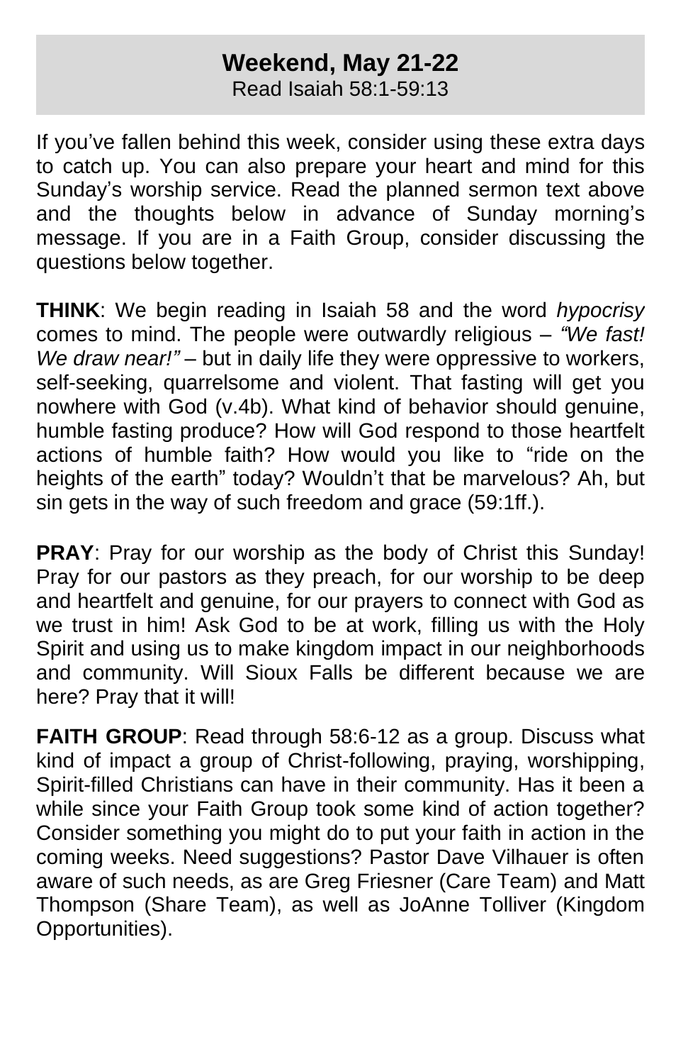## Weekend, May 21-22

Read Isaiah 58:1-59:13

If you've fallen behind this week, consider using these extra days to catch up. You can also prepare your heart and mind for this Sunday's worship service. Read the planned sermon text above and the thoughts below in advance of Sunday morning's message. If you are in a Faith Group, consider discussing the questions below together.

**THINK**: We begin reading in Isaiah 58 and the word *hypocrisy* comes to mind. The people were outwardly religious – *"We fast! We draw near!"* – but in daily life they were oppressive to workers, self-seeking, quarrelsome and violent. That fasting will get you nowhere with God (v.4b). What kind of behavior should genuine, humble fasting produce? How will God respond to those heartfelt actions of humble faith? How would you like to "ride on the heights of the earth" today? Wouldn't that be marvelous? Ah, but sin gets in the way of such freedom and grace (59:1ff.).

**PRAY**: Pray for our worship as the body of Christ this Sunday! Pray for our pastors as they preach, for our worship to be deep and heartfelt and genuine, for our prayers to connect with God as we trust in him! Ask God to be at work, filling us with the Holy Spirit and using us to make kingdom impact in our neighborhoods and community. Will Sioux Falls be different because we are here? Pray that it will!

**FAITH GROUP**: Read through 58:6-12 as a group. Discuss what kind of impact a group of Christ-following, praying, worshipping, Spirit-filled Christians can have in their community. Has it been a while since your Faith Group took some kind of action together? Consider something you might do to put your faith in action in the coming weeks. Need suggestions? Pastor Dave Vilhauer is often aware of such needs, as are Greg Friesner (Care Team) and Matt Thompson (Share Team), as well as JoAnne Tolliver (Kingdom Opportunities).